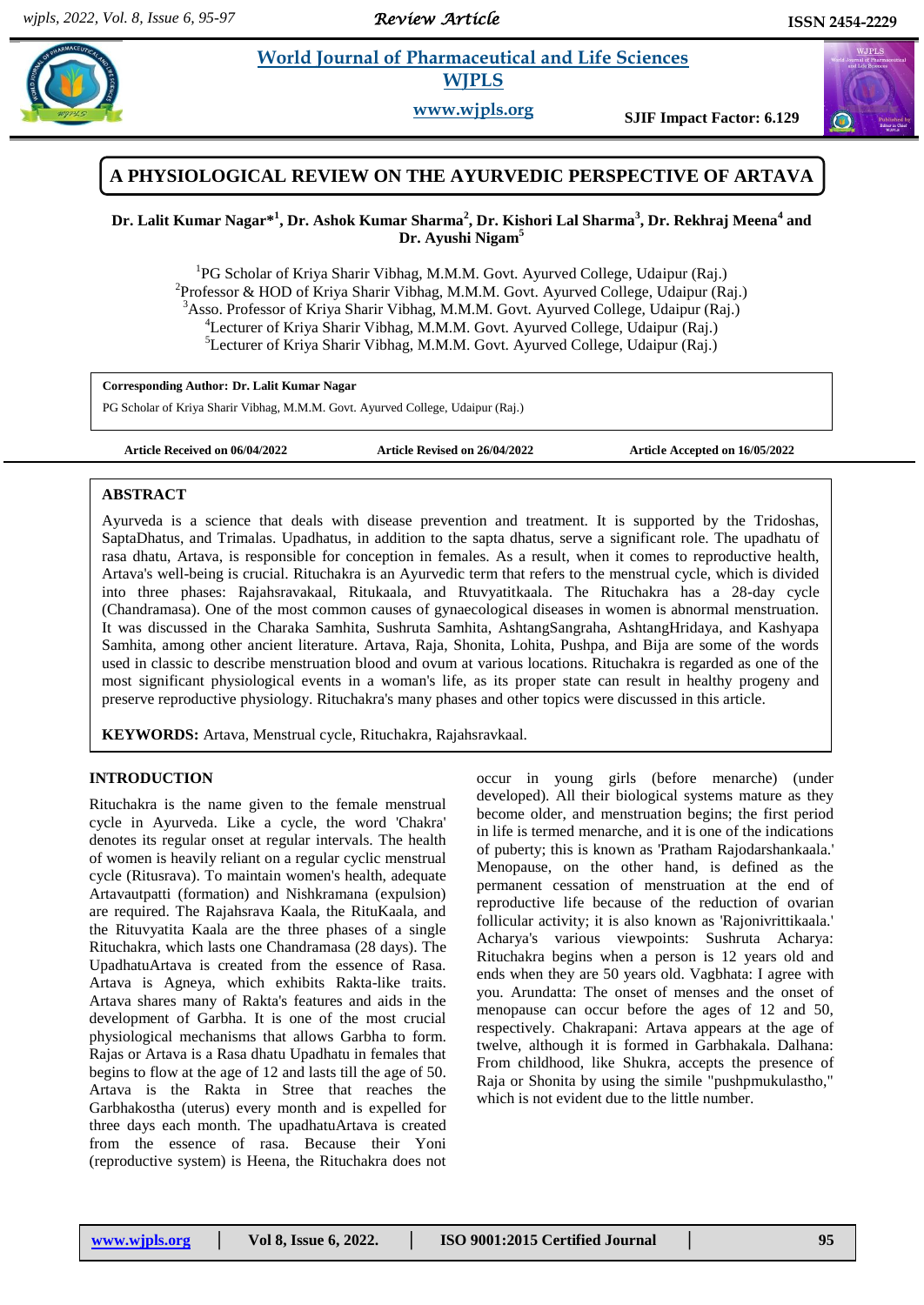# A PHYSIOLOGICAL REVIEW ON THE AYURVEDIC PERSPECTIVE OF ARTAVA

**Dr. Lalit Kumar Nagar*[1], Dr. Ashok Kumar Sharma[2], Dr. Kishori Lal Sharma[3], Dr. Rekhraj Meena[4] and Dr. Ayushi Nigam[5]**

[1]PG Scholar of Kriya Sharir Vibhag, M.M.M. Govt. Ayurved College, Udaipur (Raj.)
[2]Professor & HOD of Kriya Sharir Vibhag, M.M.M. Govt. Ayurved College, Udaipur (Raj.)
[3]Asso. Professor of Kriya Sharir Vibhag, M.M.M. Govt. Ayurved College, Udaipur (Raj.)
[4]Lecturer of Kriya Sharir Vibhag, M.M.M. Govt. Ayurved College, Udaipur (Raj.)
[5]Lecturer of Kriya Sharir Vibhag, M.M.M. Govt. Ayurved College, Udaipur (Raj.)

**Corresponding Author: Dr. Lalit Kumar Nagar**
PG Scholar of Kriya Sharir Vibhag, M.M.M. Govt. Ayurved College, Udaipur (Raj.)

**Article Received on 06/04/2022** **Article Revised on 26/04/2022** **Article Accepted on 16/05/2022**

## ABSTRACT

Ayurveda is a science that deals with disease prevention and treatment. It is supported by the Tridoshas, SaptaDhatus, and Trimalas. Upadhatus, in addition to the sapta dhatus, serve a significant role. The upadhatu of rasa dhatu, Artava, is responsible for conception in females. As a result, when it comes to reproductive health, Artava's well-being is crucial. Rituchakra is an Ayurvedic term that refers to the menstrual cycle, which is divided into three phases: Rajahsravakaal, Ritukaala, and Rtuvyatitkaala. The Rituchakra has a 28-day cycle (Chandramasa). One of the most common causes of gynaecological diseases in women is abnormal menstruation. It was discussed in the Charaka Samhita, Sushruta Samhita, AshtangSangraha, AshtangHridaya, and Kashyapa Samhita, among other ancient literature. Artava, Raja, Shonita, Lohita, Pushpa, and Bija are some of the words used in classic to describe menstruation blood and ovum at various locations. Rituchakra is regarded as one of the most significant physiological events in a woman's life, as its proper state can result in healthy progeny and preserve reproductive physiology. Rituchakra's many phases and other topics were discussed in this article.

**KEYWORDS:** Artava, Menstrual cycle, Rituchakra, Rajahsravkaal.

## INTRODUCTION

Rituchakra is the name given to the female menstrual cycle in Ayurveda. Like a cycle, the word 'Chakra' denotes its regular onset at regular intervals. The health of women is heavily reliant on a regular cyclic menstrual cycle (Ritusrava). To maintain women's health, adequate Artavautpatti (formation) and Nishkramana (expulsion) are required. The Rajahsrava Kaala, the RituKaala, and the Rituvyatita Kaala are the three phases of a single Rituchakra, which lasts one Chandramasa (28 days). The UpadhatuArtava is created from the essence of Rasa. Artava is Agneya, which exhibits Rakta-like traits. Artava shares many of Rakta's features and aids in the development of Garbha. It is one of the most crucial physiological mechanisms that allows Garbha to form. Rajas or Artava is a Rasa dhatu Upadhatu in females that begins to flow at the age of 12 and lasts till the age of 50. Artava is the Rakta in Stree that reaches the Garbhakostha (uterus) every month and is expelled for three days each month. The upadhatuArtava is created from the essence of rasa. Because their Yoni (reproductive system) is Heena, the Rituchakra does not occur in young girls (before menarche) (under developed). All their biological systems mature as they become older, and menstruation begins; the first period in life is termed menarche, and it is one of the indications of puberty; this is known as 'Pratham Rajodarshankaala.' Menopause, on the other hand, is defined as the permanent cessation of menstruation at the end of reproductive life because of the reduction of ovarian follicular activity; it is also known as 'Rajonivrittikaala.' Acharya's various viewpoints: Sushruta Acharya: Rituchakra begins when a person is 12 years old and ends when they are 50 years old. Vagbhata: I agree with you. Arundatta: The onset of menses and the onset of menopause can occur before the ages of 12 and 50, respectively. Chakrapani: Artava appears at the age of twelve, although it is formed in Garbhakala. Dalhana: From childhood, like Shukra, accepts the presence of Raja or Shonita by using the simile "pushpmukulastho," which is not evident due to the little number.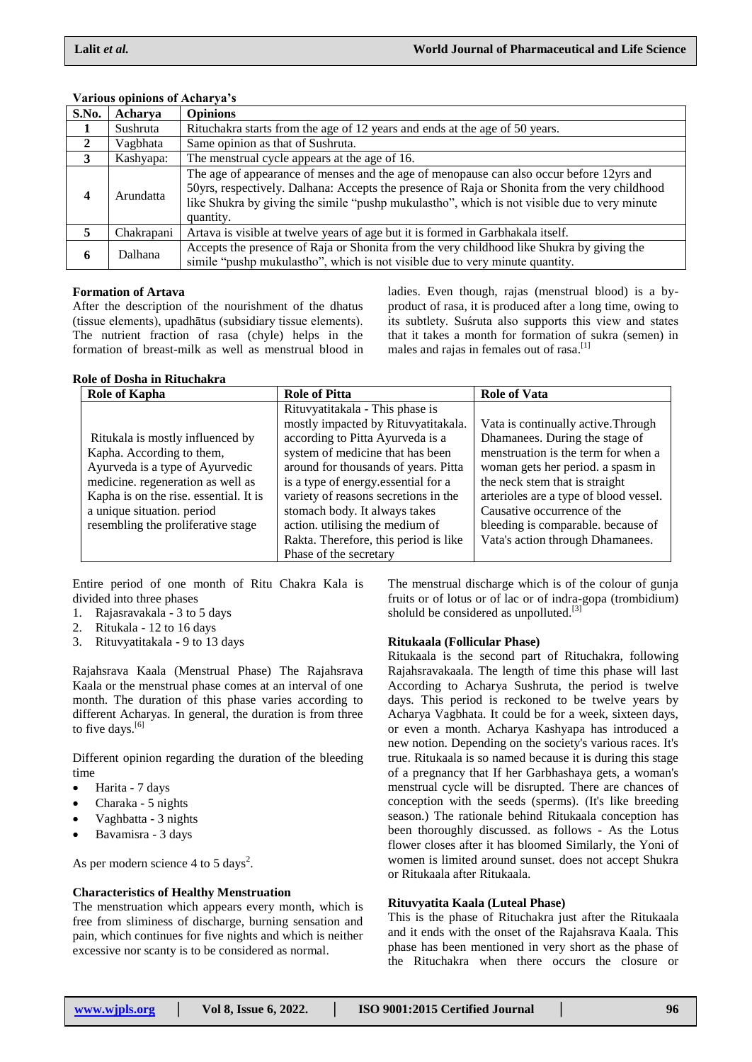**Various opinions of Acharya's**

| S.No. | Acharya | Opinions |
|---|---|---|
| 1 | Sushruta | Rituchakra starts from the age of 12 years and ends at the age of 50 years. |
| 2 | Vagbhata | Same opinion as that of Sushruta. |
| 3 | Kashyapa: | The menstrual cycle appears at the age of 16. |
| 4 | Arundatta | The age of appearance of menses and the age of menopause can also occur before 12yrs and 50yrs, respectively. Dalhana: Accepts the presence of Raja or Shonita from the very childhood like Shukra by giving the simile "pushp mukulastho", which is not visible due to very minute quantity. |
| 5 | Chakrapani | Artava is visible at twelve years of age but it is formed in Garbhakala itself. |
| 6 | Dalhana | Accepts the presence of Raja or Shonita from the very childhood like Shukra by giving the simile "pushp mukulastho", which is not visible due to very minute quantity. |

### Formation of Artava

After the description of the nourishment of the dhatus (tissue elements), upadhātus (subsidiary tissue elements). The nutrient fraction of rasa (chyle) helps in the formation of breast-milk as well as menstrual blood in ladies. Even though, rajas (menstrual blood) is a by-product of rasa, it is produced after a long time, owing to its subtlety. Suśruta also supports this view and states that it takes a month for formation of sukra (semen) in males and rajas in females out of rasa.[1]

**Role of Dosha in Rituchakra**

| Role of Kapha | Role of Pitta | Role of Vata |
|---|---|---|
| Ritukala is mostly influenced by Kapha. According to them, Ayurveda is a type of Ayurvedic medicine. regeneration as well as Kapha is on the rise. essential. It is a unique situation. period resembling the proliferative stage | Rituvyatitakala - This phase is mostly impacted by Rituvyatitakala. according to Pitta Ayurveda is a system of medicine that has been around for thousands of years. Pitta is a type of energy.essential for a variety of reasons secretions in the stomach body. It always takes action. utilising the medium of Rakta. Therefore, this period is like Phase of the secretary | Vata is continually active.Through Dhamanees. During the stage of menstruation is the term for when a woman gets her period. a spasm in the neck stem that is straight arterioles are a type of blood vessel. Causative occurrence of the bleeding is comparable. because of Vata's action through Dhamanees. |

Entire period of one month of Ritu Chakra Kala is divided into three phases

1. Rajasravakala - 3 to 5 days
2. Ritukala - 12 to 16 days
3. Rituvyatitakala - 9 to 13 days

Rajahsrava Kaala (Menstrual Phase) The Rajahsrava Kaala or the menstrual phase comes at an interval of one month. The duration of this phase varies according to different Acharyas. In general, the duration is from three to five days.[6]

Different opinion regarding the duration of the bleeding time

- Harita - 7 days
- Charaka - 5 nights
- Vaghbatta - 3 nights
- Bavamisra - 3 days

As per modern science 4 to 5 days[2].

### Characteristics of Healthy Menstruation

The menstruation which appears every month, which is free from sliminess of discharge, burning sensation and pain, which continues for five nights and which is neither excessive nor scanty is to be considered as normal.

The menstrual discharge which is of the colour of gunja fruits or of lotus or of lac or of indra-gopa (trombidium) sholuld be considered as unpolluted.[3]

### Ritukaala (Follicular Phase)

Ritukaala is the second part of Rituchakra, following Rajahsravakaala. The length of time this phase will last According to Acharya Sushruta, the period is twelve days. This period is reckoned to be twelve years by Acharya Vagbhata. It could be for a week, sixteen days, or even a month. Acharya Kashyapa has introduced a new notion. Depending on the society's various races. It's true. Ritukaala is so named because it is during this stage of a pregnancy that If her Garbhashaya gets, a woman's menstrual cycle will be disrupted. There are chances of conception with the seeds (sperms). (It's like breeding season.) The rationale behind Ritukaala conception has been thoroughly discussed. as follows - As the Lotus flower closes after it has bloomed Similarly, the Yoni of women is limited around sunset. does not accept Shukra or Ritukaala after Ritukaala.

### Rituvyatita Kaala (Luteal Phase)

This is the phase of Rituchakra just after the Ritukaala and it ends with the onset of the Rajahsrava Kaala. This phase has been mentioned in very short as the phase of the Rituchakra when there occurs the closure or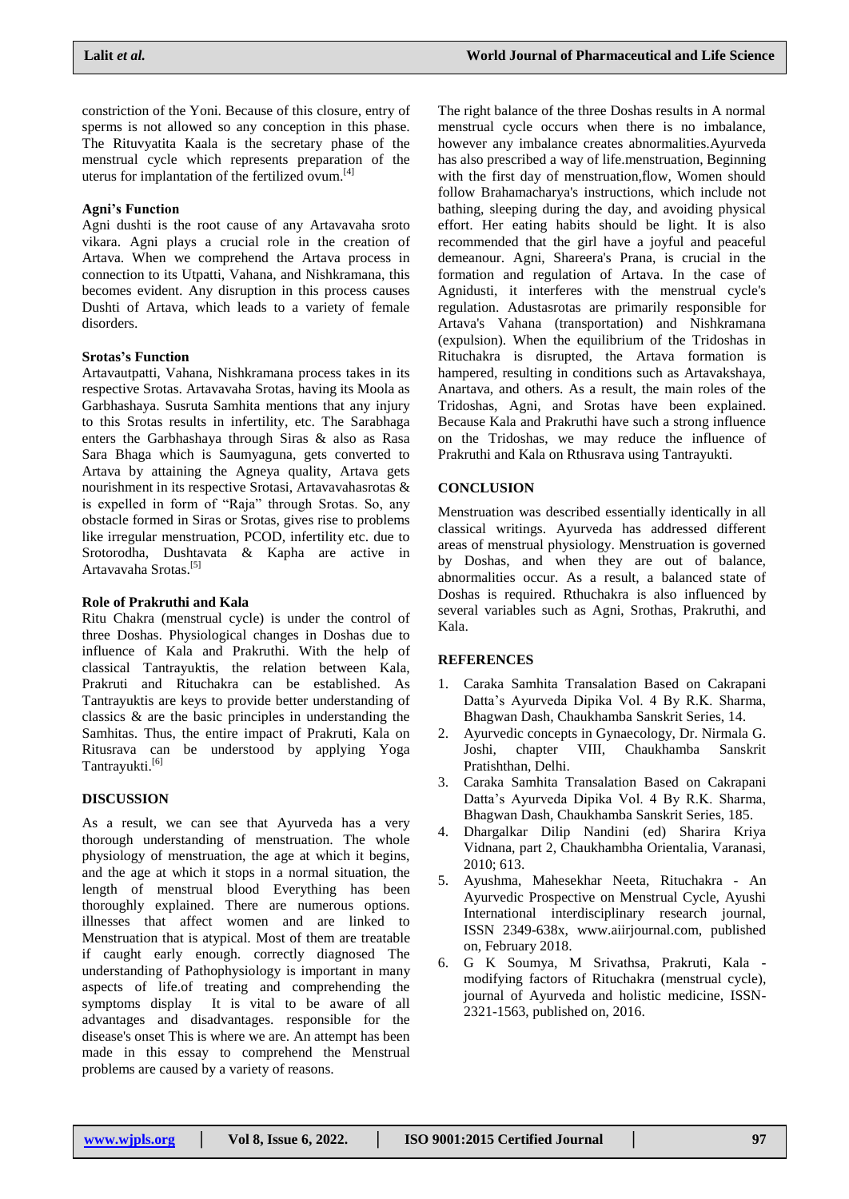constriction of the Yoni. Because of this closure, entry of sperms is not allowed so any conception in this phase. The Rituvyatita Kaala is the secretary phase of the menstrual cycle which represents preparation of the uterus for implantation of the fertilized ovum.[4]

**Agni's Function**

Agni dushti is the root cause of any Artavavaha sroto vikara. Agni plays a crucial role in the creation of Artava. When we comprehend the Artava process in connection to its Utpatti, Vahana, and Nishkramana, this becomes evident. Any disruption in this process causes Dushti of Artava, which leads to a variety of female disorders.

**Srotas's Function**

Artavautpatti, Vahana, Nishkramana process takes in its respective Srotas. Artavavaha Srotas, having its Moola as Garbhashaya. Susruta Samhita mentions that any injury to this Srotas results in infertility, etc. The Sarabhaga enters the Garbhashaya through Siras & also as Rasa Sara Bhaga which is Saumyaguna, gets converted to Artava by attaining the Agneya quality, Artava gets nourishment in its respective Srotasi, Artavavahasrotas & is expelled in form of "Raja" through Srotas. So, any obstacle formed in Siras or Srotas, gives rise to problems like irregular menstruation, PCOD, infertility etc. due to Srotorodha, Dushtavata & Kapha are active in Artavavaha Srotas.[5]

**Role of Prakruthi and Kala**

Ritu Chakra (menstrual cycle) is under the control of three Doshas. Physiological changes in Doshas due to influence of Kala and Prakruthi. With the help of classical Tantrayuktis, the relation between Kala, Prakruti and Rituchakra can be established. As Tantrayuktis are keys to provide better understanding of classics & are the basic principles in understanding the Samhitas. Thus, the entire impact of Prakruti, Kala on Ritusrava can be understood by applying Yoga Tantrayukti.[6]

## DISCUSSION

As a result, we can see that Ayurveda has a very thorough understanding of menstruation. The whole physiology of menstruation, the age at which it begins, and the age at which it stops in a normal situation, the length of menstrual blood Everything has been thoroughly explained. There are numerous options. illnesses that affect women and are linked to Menstruation that is atypical. Most of them are treatable if caught early enough. correctly diagnosed The understanding of Pathophysiology is important in many aspects of life.of treating and comprehending the symptoms display It is vital to be aware of all advantages and disadvantages. responsible for the disease's onset This is where we are. An attempt has been made in this essay to comprehend the Menstrual problems are caused by a variety of reasons.

The right balance of the three Doshas results in A normal menstrual cycle occurs when there is no imbalance, however any imbalance creates abnormalities.Ayurveda has also prescribed a way of life.menstruation, Beginning with the first day of menstruation,flow, Women should follow Brahamacharya's instructions, which include not bathing, sleeping during the day, and avoiding physical effort. Her eating habits should be light. It is also recommended that the girl have a joyful and peaceful demeanour. Agni, Shareera's Prana, is crucial in the formation and regulation of Artava. In the case of Agnidusti, it interferes with the menstrual cycle's regulation. Adustasrotas are primarily responsible for Artava's Vahana (transportation) and Nishkramana (expulsion). When the equilibrium of the Tridoshas in Rituchakra is disrupted, the Artava formation is hampered, resulting in conditions such as Artavakshaya, Anartava, and others. As a result, the main roles of the Tridoshas, Agni, and Srotas have been explained. Because Kala and Prakruthi have such a strong influence on the Tridoshas, we may reduce the influence of Prakruthi and Kala on Rthusrava using Tantrayukti.

## CONCLUSION

Menstruation was described essentially identically in all classical writings. Ayurveda has addressed different areas of menstrual physiology. Menstruation is governed by Doshas, and when they are out of balance, abnormalities occur. As a result, a balanced state of Doshas is required. Rthuchakra is also influenced by several variables such as Agni, Srothas, Prakruthi, and Kala.

## REFERENCES

1. Caraka Samhita Transalation Based on Cakrapani Datta's Ayurveda Dipika Vol. 4 By R.K. Sharma, Bhagwan Dash, Chaukhamba Sanskrit Series, 14.
2. Ayurvedic concepts in Gynaecology, Dr. Nirmala G. Joshi, chapter VIII, Chaukhamba Sanskrit Pratishthan, Delhi.
3. Caraka Samhita Transalation Based on Cakrapani Datta's Ayurveda Dipika Vol. 4 By R.K. Sharma, Bhagwan Dash, Chaukhamba Sanskrit Series, 185.
4. Dhargalkar Dilip Nandini (ed) Sharira Kriya Vidnana, part 2, Chaukhambha Orientalia, Varanasi, 2010; 613.
5. Ayushma, Mahesekhar Neeta, Rituchakra - An Ayurvedic Prospective on Menstrual Cycle, Ayushi International interdisciplinary research journal, ISSN 2349-638x, www.aiirjournal.com, published on, February 2018.
6. G K Soumya, M Srivathsa, Prakruti, Kala - modifying factors of Rituchakra (menstrual cycle), journal of Ayurveda and holistic medicine, ISSN-2321-1563, published on, 2016.